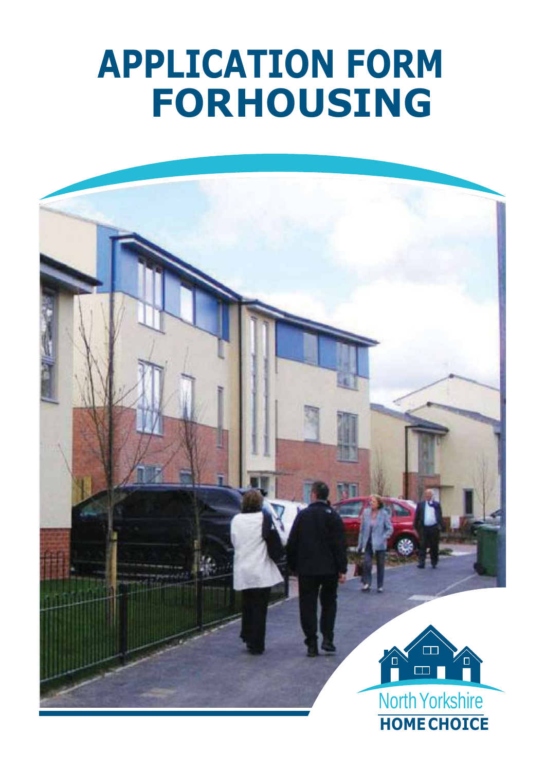# APPLICATION FORM FORHOUSING

North Yorkshire
HOME CHOICE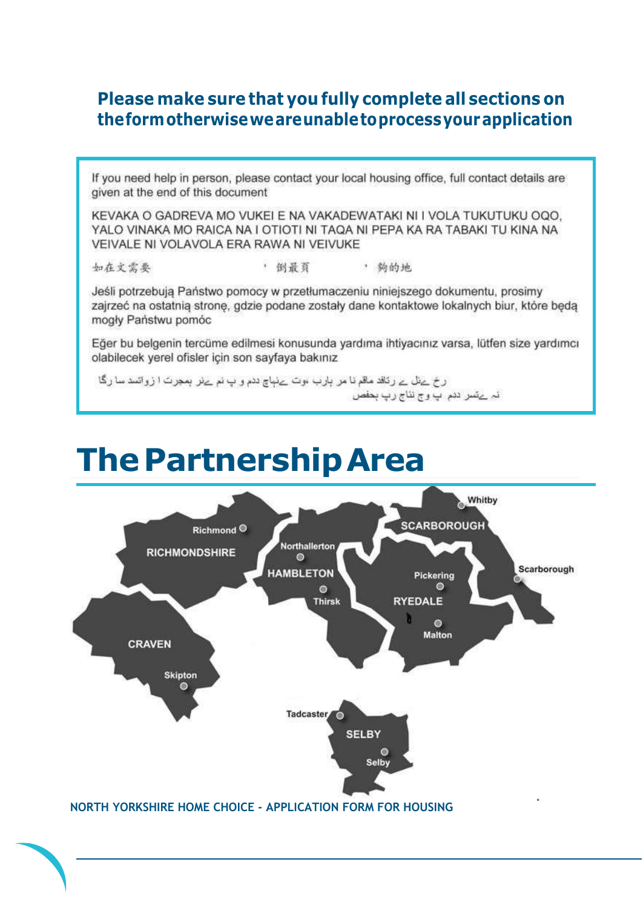**Please make sure that you fully complete all sections on the form otherwise we are unable to process your application**

If you need help in person, please contact your local housing office, full contact details are given at the end of this document

KEVAKA O GADREVA MO VUKEI E NA VAKADEWATAKI NI I VOLA TUKUTUKU OQO, YALO VINAKA MO RAICA NA I OTIOTI NI TAQA NI PEPA KA RA TABAKI TU KINA NA VEIVALE NI VOLAVOLA ERA RAWA NI VEIVUKE

如在文需要 ， 倒最頁 ， 夠的地

Jeśli potrzebują Państwo pomocy w przetłumaczeniu niniejszego dokumentu, prosimy zajrzeć na ostatnią stronę, gdzie podane zostały dane kontaktowe lokalnych biur, które będą mogły Państwu pomóc

Eğer bu belgenin tercüme edilmesi konusunda yardıma ihtiyacınız varsa, lütfen size yardımcı olabilecek yerel ofisler için son sayfaya bakınız

اگر آپ اس دستاویز کے ترجمے میں مدد چاہتے ہیں تو براہ مہربانی آخری صفحہ پر دیکھیں جہاں مقامی دفاتر کے پتے درج ہیں جو آپ کی مدد کر سکتے ہیں

# The Partnership Area

RICHMONDSHIRE — Richmond

HAMBLETON — Northallerton, Thirsk

SCARBOROUGH — Whitby, Scarborough

RYEDALE — Pickering, Malton

CRAVEN — Skipton

SELBY — Tadcaster, Selby

NORTH YORKSHIRE HOME CHOICE - APPLICATION FORM FOR HOUSING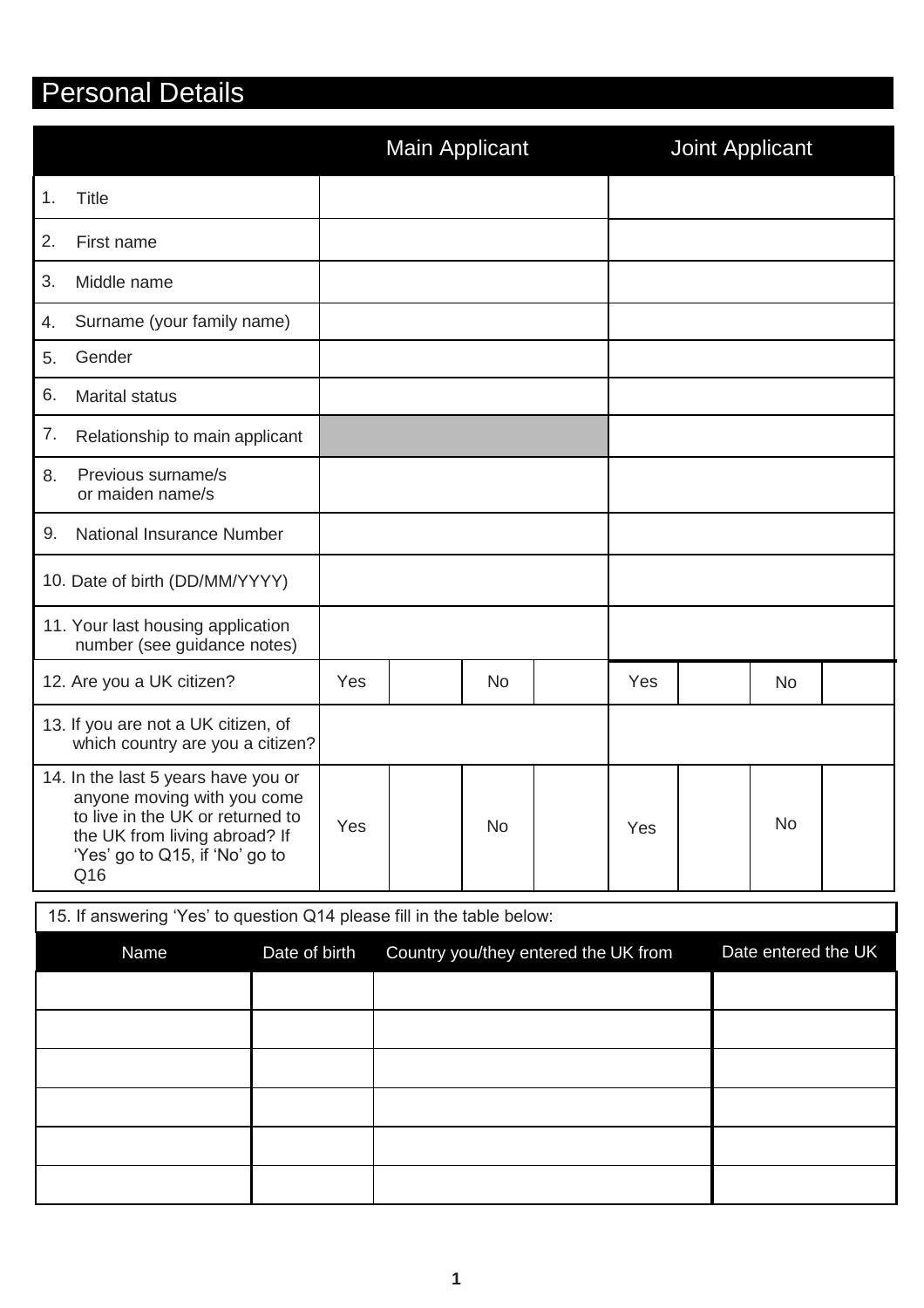# Personal Details

| | Main Applicant | | | | Joint Applicant | | | |
|---|---|---|---|---|---|---|---|---|
| 1. Title | | | | | | | | |
| 2. First name | | | | | | | | |
| 3. Middle name | | | | | | | | |
| 4. Surname (your family name) | | | | | | | | |
| 5. Gender | | | | | | | | |
| 6. Marital status | | | | | | | | |
| 7. Relationship to main applicant | | | | | | | | |
| 8. Previous surname/s or maiden name/s | | | | | | | | |
| 9. National Insurance Number | | | | | | | | |
| 10. Date of birth (DD/MM/YYYY) | | | | | | | | |
| 11. Your last housing application number (see guidance notes) | | | | | | | | |
| 12. Are you a UK citizen? | Yes | | No | | Yes | | No | |
| 13. If you are not a UK citizen, of which country are you a citizen? | | | | | | | | |
| 14. In the last 5 years have you or anyone moving with you come to live in the UK or returned to the UK from living abroad? If 'Yes' go to Q15, if 'No' go to Q16 | Yes | | No | | Yes | | No | |

15. If answering 'Yes' to question Q14 please fill in the table below:

| Name | Date of birth | Country you/they entered the UK from | Date entered the UK |
|---|---|---|---|
| | | | |
| | | | |
| | | | |
| | | | |
| | | | |
| | | | |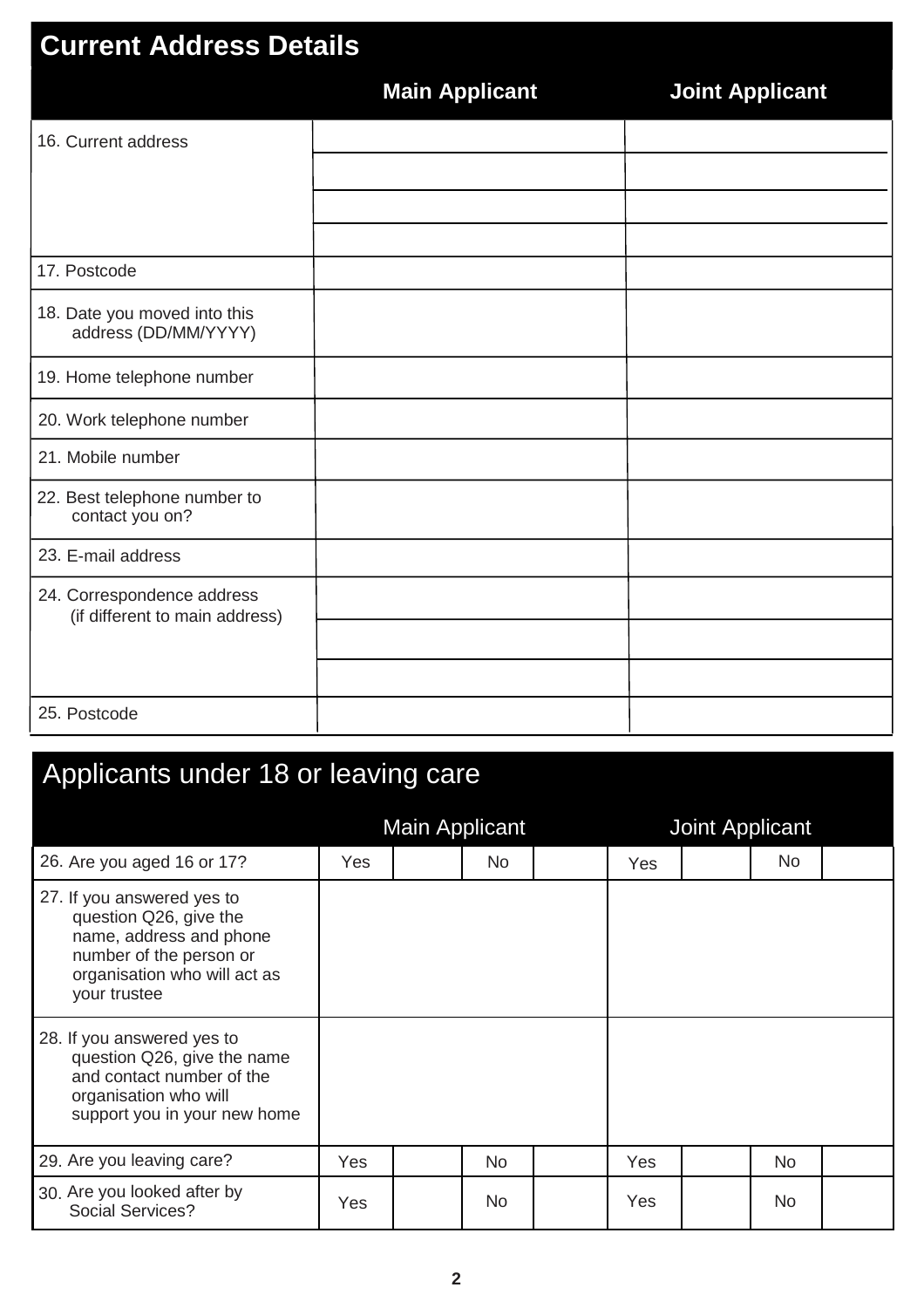## Current Address Details

| | Main Applicant | Joint Applicant |
|---|---|---|
| 16. Current address | | |
| | | |
| | | |
| | | |
| 17. Postcode | | |
| 18. Date you moved into this address (DD/MM/YYYY) | | |
| 19. Home telephone number | | |
| 20. Work telephone number | | |
| 21. Mobile number | | |
| 22. Best telephone number to contact you on? | | |
| 23. E-mail address | | |
| 24. Correspondence address (if different to main address) | | |
| | | |
| | | |
| 25. Postcode | | |

## Applicants under 18 or leaving care

| | Main Applicant | | | | Joint Applicant | | | |
|---|---|---|---|---|---|---|---|---|
| 26. Are you aged 16 or 17? | Yes | | No | | Yes | | No | |
| 27. If you answered yes to question Q26, give the name, address and phone number of the person or organisation who will act as your trustee | | | | | | | | |
| 28. If you answered yes to question Q26, give the name and contact number of the organisation who will support you in your new home | | | | | | | | |
| 29. Are you leaving care? | Yes | | No | | Yes | | No | |
| 30. Are you looked after by Social Services? | Yes | | No | | Yes | | No | |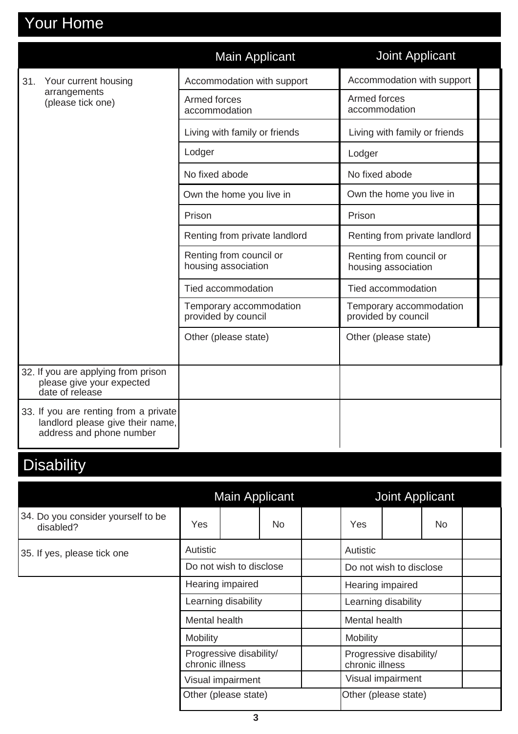# Your Home

| | Main Applicant | | Joint Applicant | |
|---|---|---|---|---|
| 31. Your current housing arrangements (please tick one) | Accommodation with support | | Accommodation with support | |
| | Armed forces accommodation | | Armed forces accommodation | |
| | Living with family or friends | | Living with family or friends | |
| | Lodger | | Lodger | |
| | No fixed abode | | No fixed abode | |
| | Own the home you live in | | Own the home you live in | |
| | Prison | | Prison | |
| | Renting from private landlord | | Renting from private landlord | |
| | Renting from council or housing association | | Renting from council or housing association | |
| | Tied accommodation | | Tied accommodation | |
| | Temporary accommodation provided by council | | Temporary accommodation provided by council | |
| | Other (please state) | | Other (please state) | |
| 32. If you are applying from prison please give your expected date of release | | | | |
| 33. If you are renting from a private landlord please give their name, address and phone number | | | | |

# Disability

| | Main Applicant | | | | Joint Applicant | | | |
|---|---|---|---|---|---|---|---|---|
| 34. Do you consider yourself to be disabled? | Yes | | No | | Yes | | No | |
| 35. If yes, please tick one | Autistic | | | | Autistic | | | |
| | Do not wish to disclose | | | | Do not wish to disclose | | | |
| | Hearing impaired | | | | Hearing impaired | | | |
| | Learning disability | | | | Learning disability | | | |
| | Mental health | | | | Mental health | | | |
| | Mobility | | | | Mobility | | | |
| | Progressive disability/ chronic illness | | | | Progressive disability/ chronic illness | | | |
| | Visual impairment | | | | Visual impairment | | | |
| | Other (please state) | | | | Other (please state) | | | |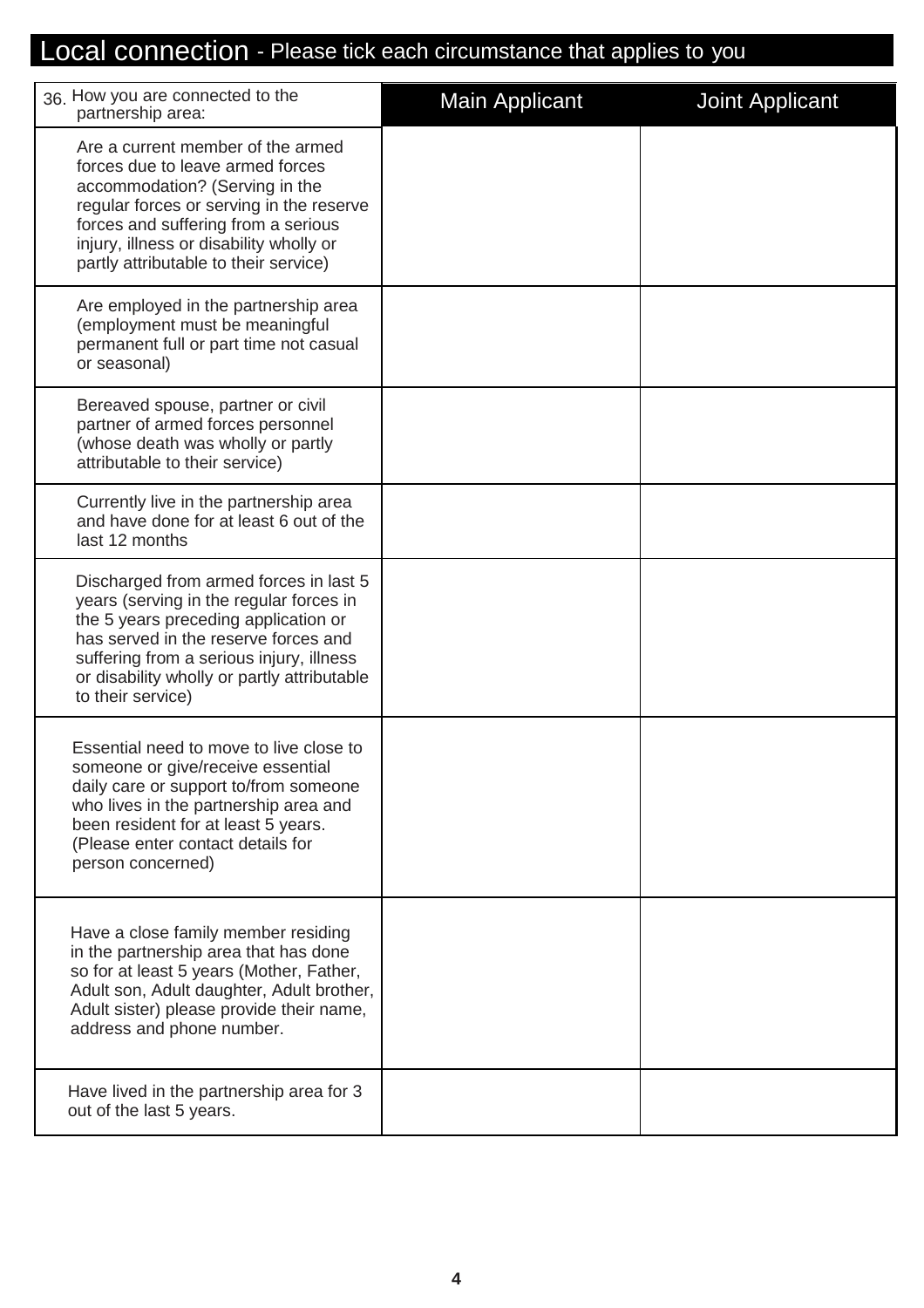# Local connection - Please tick each circumstance that applies to you

| 36. How you are connected to the partnership area: | Main Applicant | Joint Applicant |
|---|---|---|
| Are a current member of the armed forces due to leave armed forces accommodation? (Serving in the regular forces or serving in the reserve forces and suffering from a serious injury, illness or disability wholly or partly attributable to their service) | | |
| Are employed in the partnership area (employment must be meaningful permanent full or part time not casual or seasonal) | | |
| Bereaved spouse, partner or civil partner of armed forces personnel (whose death was wholly or partly attributable to their service) | | |
| Currently live in the partnership area and have done for at least 6 out of the last 12 months | | |
| Discharged from armed forces in last 5 years (serving in the regular forces in the 5 years preceding application or has served in the reserve forces and suffering from a serious injury, illness or disability wholly or partly attributable to their service) | | |
| Essential need to move to live close to someone or give/receive essential daily care or support to/from someone who lives in the partnership area and been resident for at least 5 years. (Please enter contact details for person concerned) | | |
| Have a close family member residing in the partnership area that has done so for at least 5 years (Mother, Father, Adult son, Adult daughter, Adult brother, Adult sister) please provide their name, address and phone number. | | |
| Have lived in the partnership area for 3 out of the last 5 years. | | |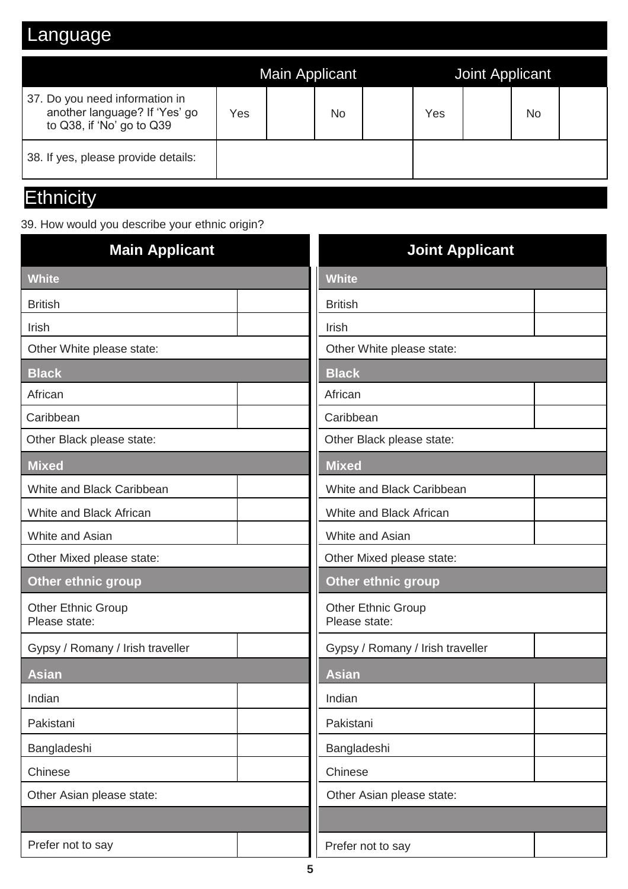# Language

| | Main Applicant | | | | Joint Applicant | | | |
|---|---|---|---|---|---|---|---|---|
| 37. Do you need information in another language? If 'Yes' go to Q38, if 'No' go to Q39 | Yes | | No | | Yes | | No | |
| 38. If yes, please provide details: | | | | | | | | |

# Ethnicity

39. How would you describe your ethnic origin?

| Main Applicant | | Joint Applicant | |
|---|---|---|---|
| **White** | | **White** | |
| British | | British | |
| Irish | | Irish | |
| Other White please state: | | Other White please state: | |
| **Black** | | **Black** | |
| African | | African | |
| Caribbean | | Caribbean | |
| Other Black please state: | | Other Black please state: | |
| **Mixed** | | **Mixed** | |
| White and Black Caribbean | | White and Black Caribbean | |
| White and Black African | | White and Black African | |
| White and Asian | | White and Asian | |
| Other Mixed please state: | | Other Mixed please state: | |
| **Other ethnic group** | | **Other ethnic group** | |
| Other Ethnic Group Please state: | | Other Ethnic Group Please state: | |
| Gypsy / Romany / Irish traveller | | Gypsy / Romany / Irish traveller | |
| **Asian** | | **Asian** | |
| Indian | | Indian | |
| Pakistani | | Pakistani | |
| Bangladeshi | | Bangladeshi | |
| Chinese | | Chinese | |
| Other Asian please state: | | Other Asian please state: | |
| | | | |
| Prefer not to say | | Prefer not to say | |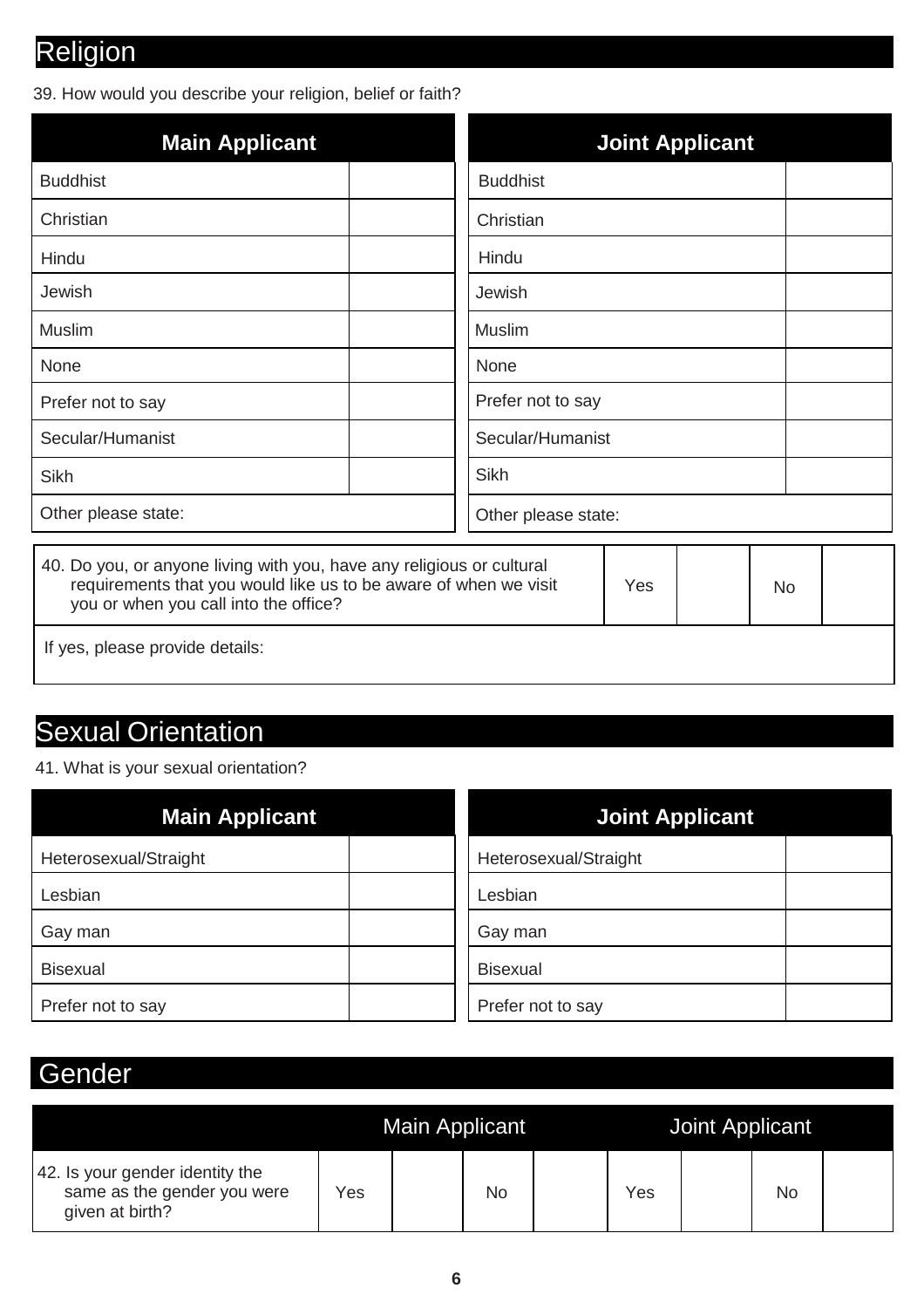## Religion

39. How would you describe your religion, belief or faith?

| Main Applicant | | Joint Applicant | |
|---|---|---|---|
| Buddhist | | Buddhist | |
| Christian | | Christian | |
| Hindu | | Hindu | |
| Jewish | | Jewish | |
| Muslim | | Muslim | |
| None | | None | |
| Prefer not to say | | Prefer not to say | |
| Secular/Humanist | | Secular/Humanist | |
| Sikh | | Sikh | |
| Other please state: | | Other please state: | |

| 40. Do you, or anyone living with you, have any religious or cultural requirements that you would like us to be aware of when we visit you or when you call into the office? | Yes | | No | |
|---|---|---|---|---|
| If yes, please provide details: | | | | |

## Sexual Orientation

41. What is your sexual orientation?

| Main Applicant | | Joint Applicant | |
|---|---|---|---|
| Heterosexual/Straight | | Heterosexual/Straight | |
| Lesbian | | Lesbian | |
| Gay man | | Gay man | |
| Bisexual | | Bisexual | |
| Prefer not to say | | Prefer not to say | |

## Gender

| | Main Applicant | | | | Joint Applicant | | | |
|---|---|---|---|---|---|---|---|---|
| 42. Is your gender identity the same as the gender you were given at birth? | Yes | | No | | Yes | | No | |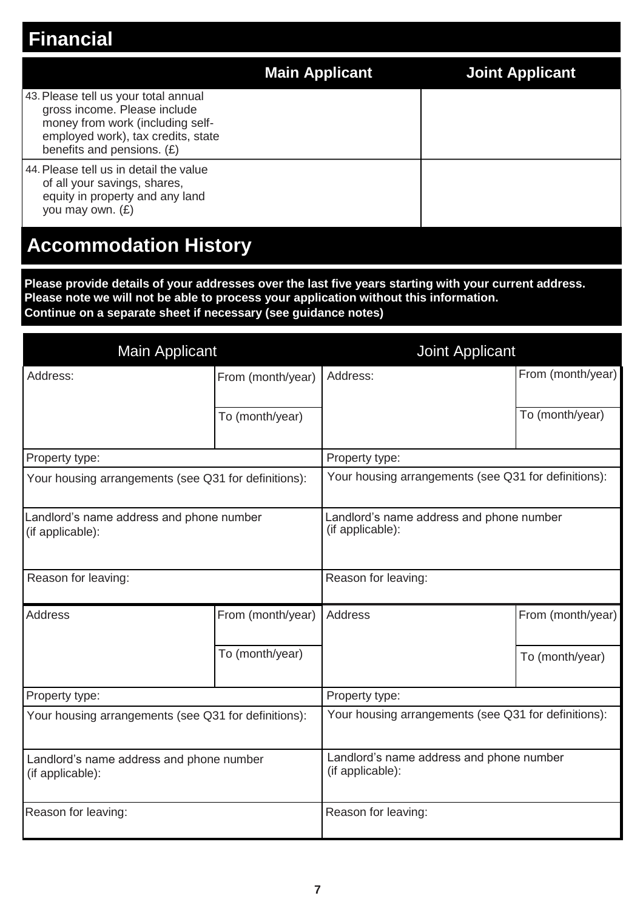## Financial

| | Main Applicant | Joint Applicant |
|---|---|---|
| 43. Please tell us your total annual gross income. Please include money from work (including self-employed work), tax credits, state benefits and pensions. (£) | | |
| 44. Please tell us in detail the value of all your savings, shares, equity in property and any land you may own. (£) | | |

## Accommodation History

**Please provide details of your addresses over the last five years starting with your current address. Please note we will not be able to process your application without this information. Continue on a separate sheet if necessary (see guidance notes)**

| Main Applicant | | Joint Applicant | |
|---|---|---|---|
| Address: | From (month/year) | Address: | From (month/year) |
| | To (month/year) | | To (month/year) |
| Property type: | | Property type: | |
| Your housing arrangements (see Q31 for definitions): | | Your housing arrangements (see Q31 for definitions): | |
| Landlord's name address and phone number (if applicable): | | Landlord's name address and phone number (if applicable): | |
| Reason for leaving: | | Reason for leaving: | |
| Address | From (month/year) | Address | From (month/year) |
| | To (month/year) | | To (month/year) |
| Property type: | | Property type: | |
| Your housing arrangements (see Q31 for definitions): | | Your housing arrangements (see Q31 for definitions): | |
| Landlord's name address and phone number (if applicable): | | Landlord's name address and phone number (if applicable): | |
| Reason for leaving: | | Reason for leaving: | |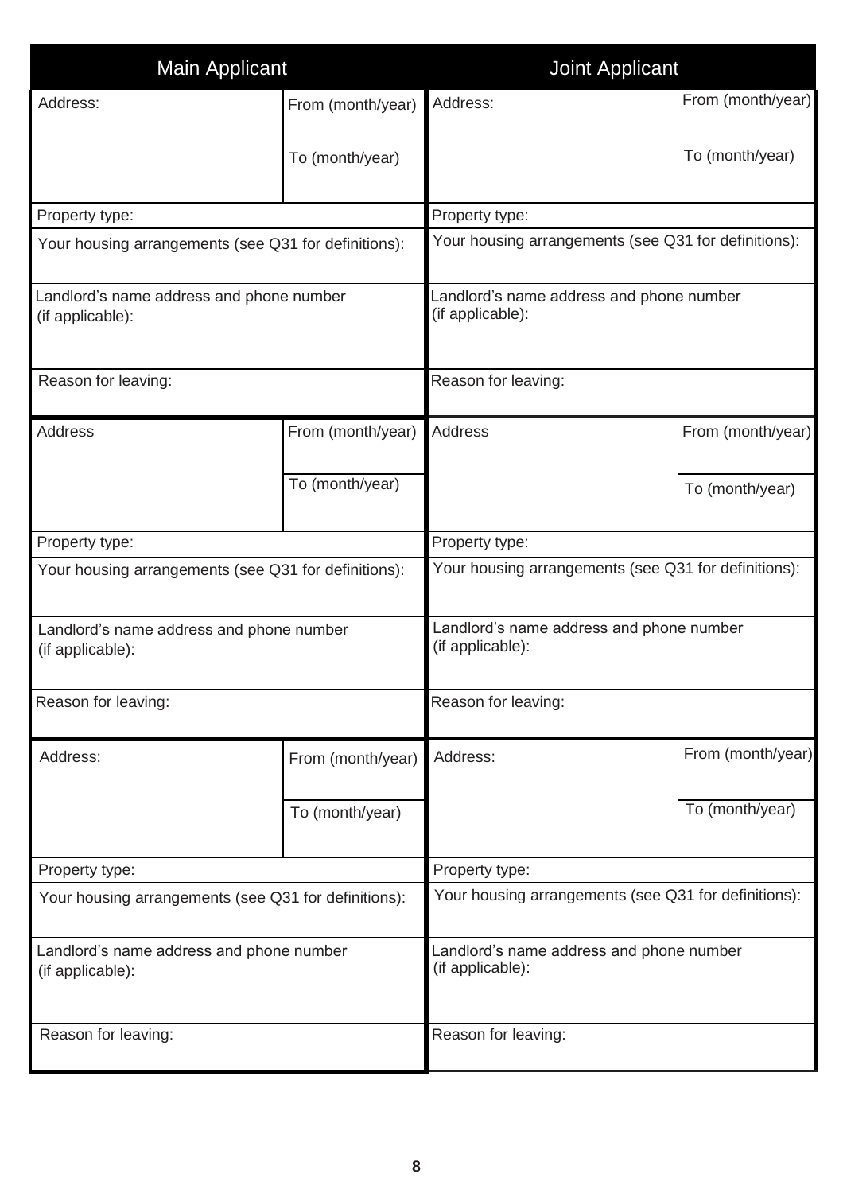| Main Applicant | | Joint Applicant | |
|---|---|---|---|
| Address: | From (month/year) | Address: | From (month/year) |
| | To (month/year) | | To (month/year) |
| Property type: | | Property type: | |
| Your housing arrangements (see Q31 for definitions): | | Your housing arrangements (see Q31 for definitions): | |
| Landlord's name address and phone number (if applicable): | | Landlord's name address and phone number (if applicable): | |
| Reason for leaving: | | Reason for leaving: | |
| Address | From (month/year) | Address | From (month/year) |
| | To (month/year) | | To (month/year) |
| Property type: | | Property type: | |
| Your housing arrangements (see Q31 for definitions): | | Your housing arrangements (see Q31 for definitions): | |
| Landlord's name address and phone number (if applicable): | | Landlord's name address and phone number (if applicable): | |
| Reason for leaving: | | Reason for leaving: | |
| Address: | From (month/year) | Address: | From (month/year) |
| | To (month/year) | | To (month/year) |
| Property type: | | Property type: | |
| Your housing arrangements (see Q31 for definitions): | | Your housing arrangements (see Q31 for definitions): | |
| Landlord's name address and phone number (if applicable): | | Landlord's name address and phone number (if applicable): | |
| Reason for leaving: | | Reason for leaving: | |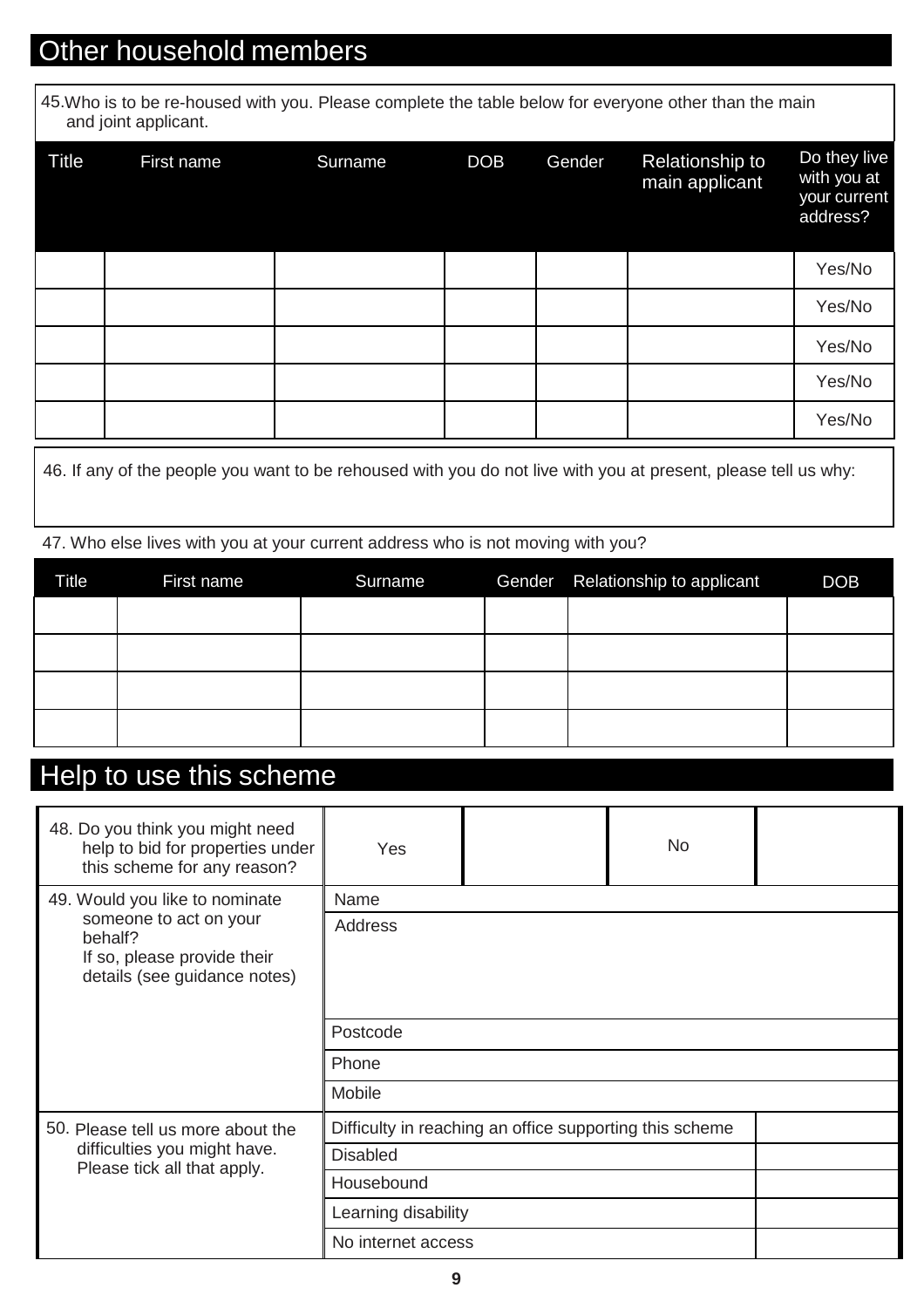## Other household members

45. Who is to be re-housed with you. Please complete the table below for everyone other than the main and joint applicant.

| Title | First name | Surname | DOB | Gender | Relationship to main applicant | Do they live with you at your current address? |
|---|---|---|---|---|---|---|
| | | | | | | Yes/No |
| | | | | | | Yes/No |
| | | | | | | Yes/No |
| | | | | | | Yes/No |
| | | | | | | Yes/No |

46. If any of the people you want to be rehoused with you do not live with you at present, please tell us why:

47. Who else lives with you at your current address who is not moving with you?

| Title | First name | Surname | Gender | Relationship to applicant | DOB |
|---|---|---|---|---|---|
| | | | | | |
| | | | | | |
| | | | | | |
| | | | | | |

## Help to use this scheme

| | | | | |
|---|---|---|---|---|
| 48. Do you think you might need help to bid for properties under this scheme for any reason? | Yes | | No | |

| | |
|---|---|
| 49. Would you like to nominate someone to act on your behalf? If so, please provide their details (see guidance notes) | Name |
| | Address |
| | Postcode |
| | Phone |
| | Mobile |

| | | |
|---|---|---|
| 50. Please tell us more about the difficulties you might have. Please tick all that apply. | Difficulty in reaching an office supporting this scheme | |
| | Disabled | |
| | Housebound | |
| | Learning disability | |
| | No internet access | |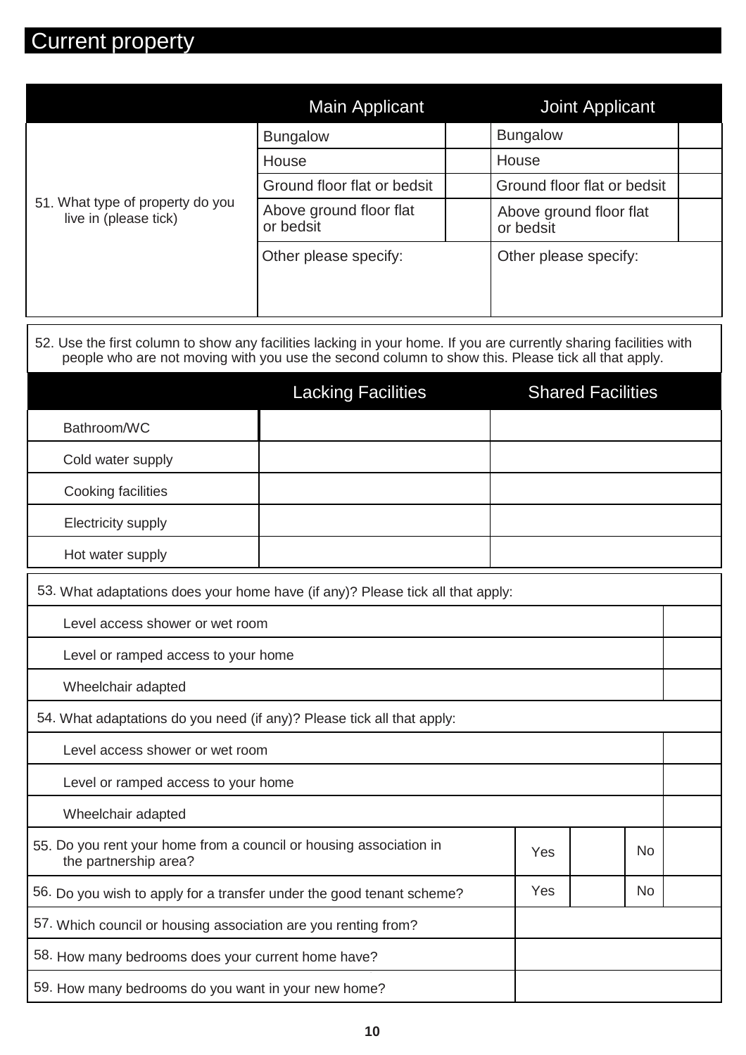## Current property

| | Main Applicant | | Joint Applicant | |
|---|---|---|---|---|
| 51. What type of property do you live in (please tick) | Bungalow | | Bungalow | |
| | House | | House | |
| | Ground floor flat or bedsit | | Ground floor flat or bedsit | |
| | Above ground floor flat or bedsit | | Above ground floor flat or bedsit | |
| | Other please specify: | | Other please specify: | |

52. Use the first column to show any facilities lacking in your home. If you are currently sharing facilities with people who are not moving with you use the second column to show this. Please tick all that apply.

| | Lacking Facilities | Shared Facilities |
|---|---|---|
| Bathroom/WC | | |
| Cold water supply | | |
| Cooking facilities | | |
| Electricity supply | | |
| Hot water supply | | |

53. What adaptations does your home have (if any)? Please tick all that apply:

| | |
|---|---|
| Level access shower or wet room | |
| Level or ramped access to your home | |
| Wheelchair adapted | |

54. What adaptations do you need (if any)? Please tick all that apply:

| | |
|---|---|
| Level access shower or wet room | |
| Level or ramped access to your home | |
| Wheelchair adapted | |

| | | | | |
|---|---|---|---|---|
| 55. Do you rent your home from a council or housing association in the partnership area? | Yes | | No | |
| 56. Do you wish to apply for a transfer under the good tenant scheme? | Yes | | No | |
| 57. Which council or housing association are you renting from? | | | | |
| 58. How many bedrooms does your current home have? | | | | |
| 59. How many bedrooms do you want in your new home? | | | | |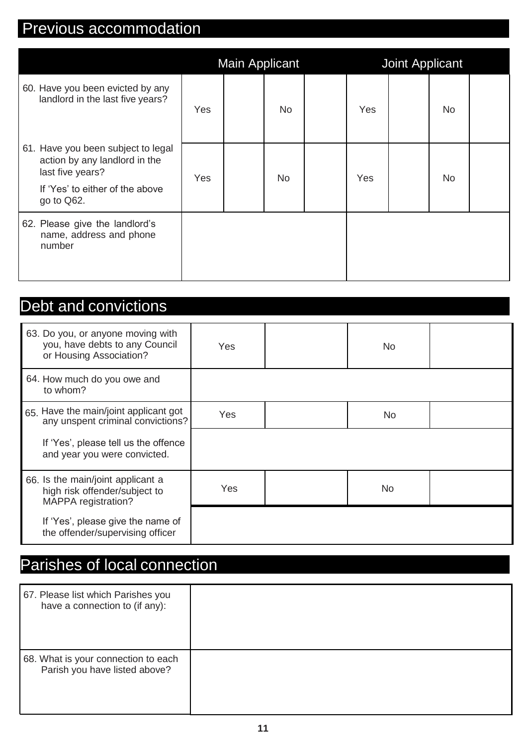## Previous accommodation

| | Main Applicant | | | | Joint Applicant | | | |
|---|---|---|---|---|---|---|---|---|
| 60. Have you been evicted by any landlord in the last five years? | Yes | | No | | Yes | | No | |
| 61. Have you been subject to legal action by any landlord in the last five years? If 'Yes' to either of the above go to Q62. | Yes | | No | | Yes | | No | |
| 62. Please give the landlord's name, address and phone number | | | | | | | | |

## Debt and convictions

| | | | | |
|---|---|---|---|---|
| 63. Do you, or anyone moving with you, have debts to any Council or Housing Association? | Yes | | No | |
| 64. How much do you owe and to whom? | | | | |
| 65. Have the main/joint applicant got any unspent criminal convictions? | Yes | | No | |
| If 'Yes', please tell us the offence and year you were convicted. | | | | |
| 66. Is the main/joint applicant a high risk offender/subject to MAPPA registration? | Yes | | No | |
| If 'Yes', please give the name of the offender/supervising officer | | | | |

## Parishes of local connection

| | |
|---|---|
| 67. Please list which Parishes you have a connection to (if any): | |
| 68. What is your connection to each Parish you have listed above? | |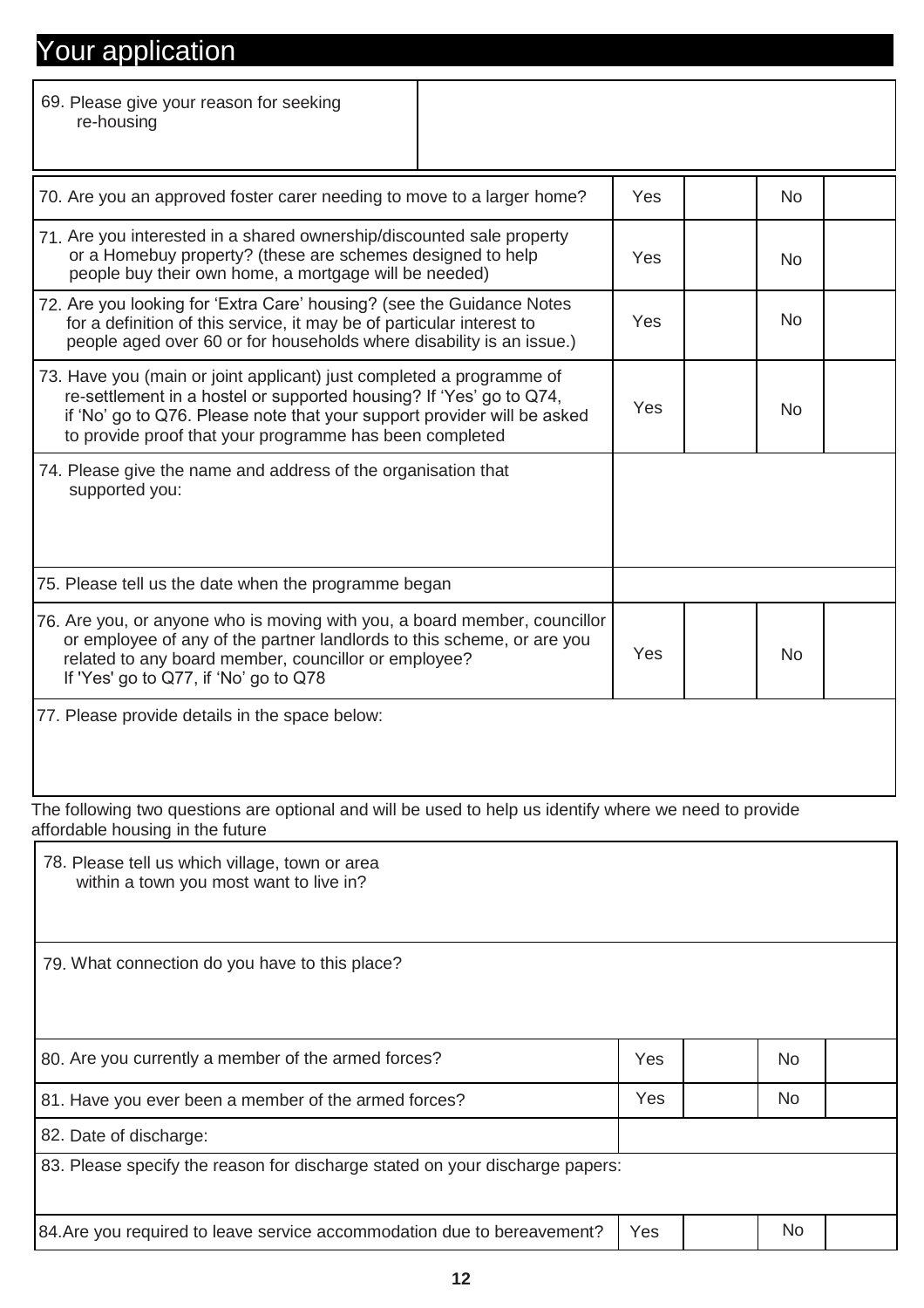# Your application

| 69. Please give your reason for seeking re-housing | |
|---|---|

| | | | | |
|---|---|---|---|---|
| 70. Are you an approved foster carer needing to move to a larger home? | Yes | | No | |
| 71. Are you interested in a shared ownership/discounted sale property or a Homebuy property? (these are schemes designed to help people buy their own home, a mortgage will be needed) | Yes | | No | |
| 72. Are you looking for 'Extra Care' housing? (see the Guidance Notes for a definition of this service, it may be of particular interest to people aged over 60 or for households where disability is an issue.) | Yes | | No | |
| 73. Have you (main or joint applicant) just completed a programme of re-settlement in a hostel or supported housing? If 'Yes' go to Q74, if 'No' go to Q76. Please note that your support provider will be asked to provide proof that your programme has been completed | Yes | | No | |
| 74. Please give the name and address of the organisation that supported you: | | | | |
| 75. Please tell us the date when the programme began | | | | |
| 76. Are you, or anyone who is moving with you, a board member, councillor or employee of any of the partner landlords to this scheme, or are you related to any board member, councillor or employee? If 'Yes' go to Q77, if 'No' go to Q78 | Yes | | No | |
| 77. Please provide details in the space below: | | | | |

The following two questions are optional and will be used to help us identify where we need to provide affordable housing in the future

| | | | | |
|---|---|---|---|---|
| 78. Please tell us which village, town or area within a town you most want to live in? | | | | |
| 79. What connection do you have to this place? | | | | |
| 80. Are you currently a member of the armed forces? | Yes | | No | |
| 81. Have you ever been a member of the armed forces? | Yes | | No | |
| 82. Date of discharge: | | | | |
| 83. Please specify the reason for discharge stated on your discharge papers: | | | | |
| 84. Are you required to leave service accommodation due to bereavement? | Yes | | No | |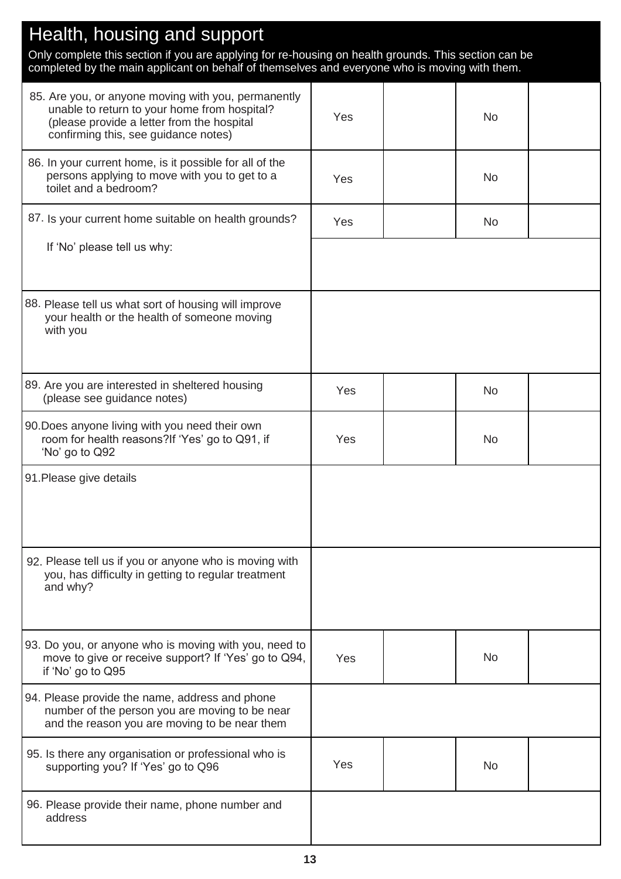# Health, housing and support

Only complete this section if you are applying for re-housing on health grounds. This section can be completed by the main applicant on behalf of themselves and everyone who is moving with them.

| Question | | | | |
|---|---|---|---|---|
| 85. Are you, or anyone moving with you, permanently unable to return to your home from hospital? (please provide a letter from the hospital confirming this, see guidance notes) | Yes | | No | |
| 86. In your current home, is it possible for all of the persons applying to move with you to get to a toilet and a bedroom? | Yes | | No | |
| 87. Is your current home suitable on health grounds? | Yes | | No | |
| If 'No' please tell us why: | | | | |
| 88. Please tell us what sort of housing will improve your health or the health of someone moving with you | | | | |
| 89. Are you are interested in sheltered housing (please see guidance notes) | Yes | | No | |
| 90. Does anyone living with you need their own room for health reasons? If 'Yes' go to Q91, if 'No' go to Q92 | Yes | | No | |
| 91. Please give details | | | | |
| 92. Please tell us if you or anyone who is moving with you, has difficulty in getting to regular treatment and why? | | | | |
| 93. Do you, or anyone who is moving with you, need to move to give or receive support? If 'Yes' go to Q94, if 'No' go to Q95 | Yes | | No | |
| 94. Please provide the name, address and phone number of the person you are moving to be near and the reason you are moving to be near them | | | | |
| 95. Is there any organisation or professional who is supporting you? If 'Yes' go to Q96 | Yes | | No | |
| 96. Please provide their name, phone number and address | | | | |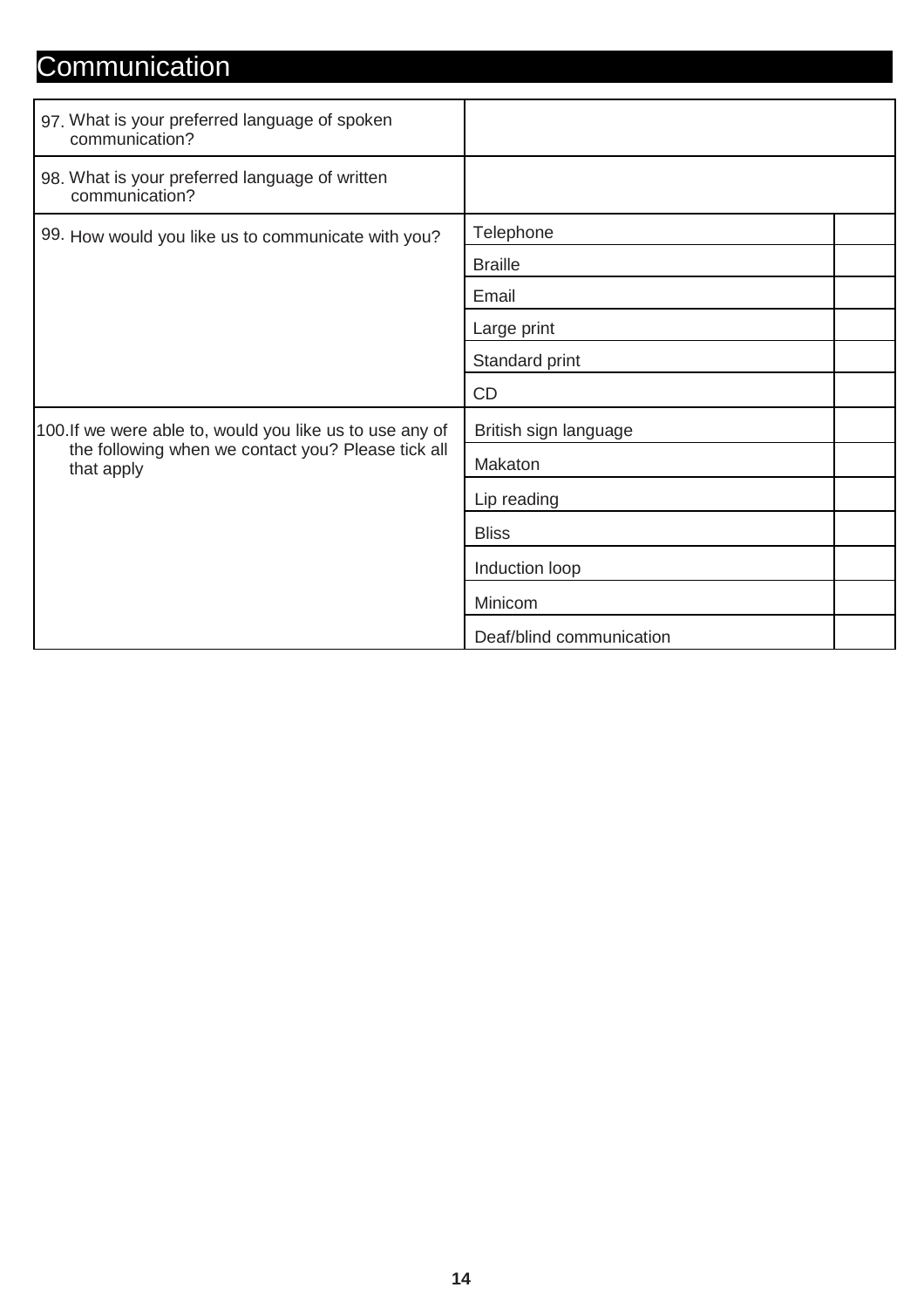## Communication

| Question | Option | |
|---|---|---|
| 97. What is your preferred language of spoken communication? | | |
| 98. What is your preferred language of written communication? | | |
| 99. How would you like us to communicate with you? | Telephone | |
| | Braille | |
| | Email | |
| | Large print | |
| | Standard print | |
| | CD | |
| 100. If we were able to, would you like us to use any of the following when we contact you? Please tick all that apply | British sign language | |
| | Makaton | |
| | Lip reading | |
| | Bliss | |
| | Induction loop | |
| | Minicom | |
| | Deaf/blind communication | |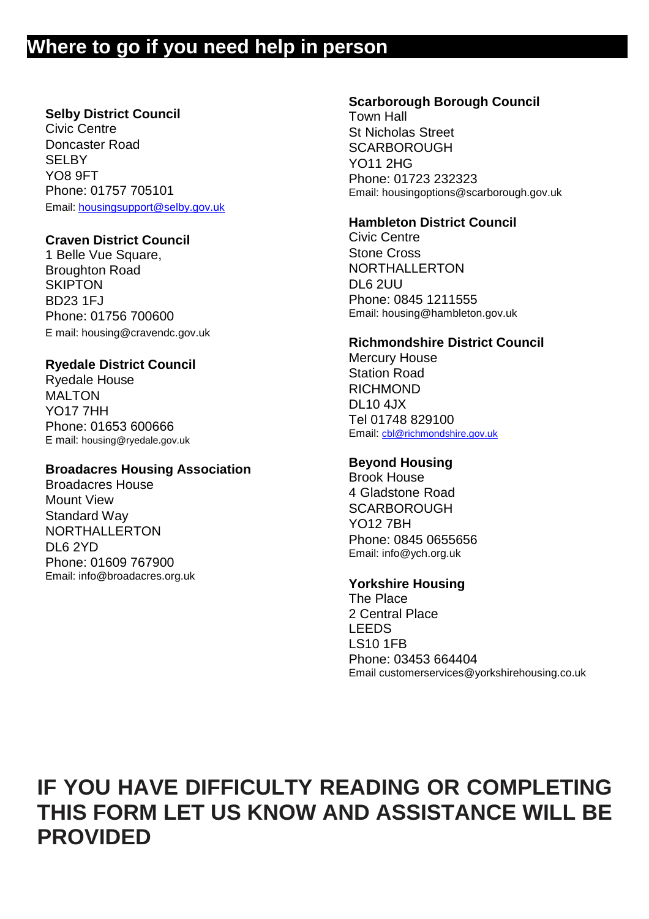## Where to go if you need help in person

**Selby District Council**
Civic Centre
Doncaster Road
SELBY
YO8 9FT
Phone: 01757 705101
Email: housingsupport@selby.gov.uk

**Craven District Council**
1 Belle Vue Square,
Broughton Road
SKIPTON
BD23 1FJ
Phone: 01756 700600
E mail: housing@cravendc.gov.uk

**Ryedale District Council**
Ryedale House
MALTON
YO17 7HH
Phone: 01653 600666
E mail: housing@ryedale.gov.uk

**Broadacres Housing Association**
Broadacres House
Mount View
Standard Way
NORTHALLERTON
DL6 2YD
Phone: 01609 767900
Email: info@broadacres.org.uk

**Scarborough Borough Council**
Town Hall
St Nicholas Street
SCARBOROUGH
YO11 2HG
Phone: 01723 232323
Email: housingoptions@scarborough.gov.uk

**Hambleton District Council**
Civic Centre
Stone Cross
NORTHALLERTON
DL6 2UU
Phone: 0845 1211555
Email: housing@hambleton.gov.uk

**Richmondshire District Council**
Mercury House
Station Road
RICHMOND
DL10 4JX
Tel 01748 829100
Email: cbl@richmondshire.gov.uk

**Beyond Housing**
Brook House
4 Gladstone Road
SCARBOROUGH
YO12 7BH
Phone: 0845 0655656
Email: info@ych.org.uk

**Yorkshire Housing**
The Place
2 Central Place
LEEDS
LS10 1FB
Phone: 03453 664404
Email customerservices@yorkshirehousing.co.uk

**IF YOU HAVE DIFFICULTY READING OR COMPLETING THIS FORM LET US KNOW AND ASSISTANCE WILL BE PROVIDED**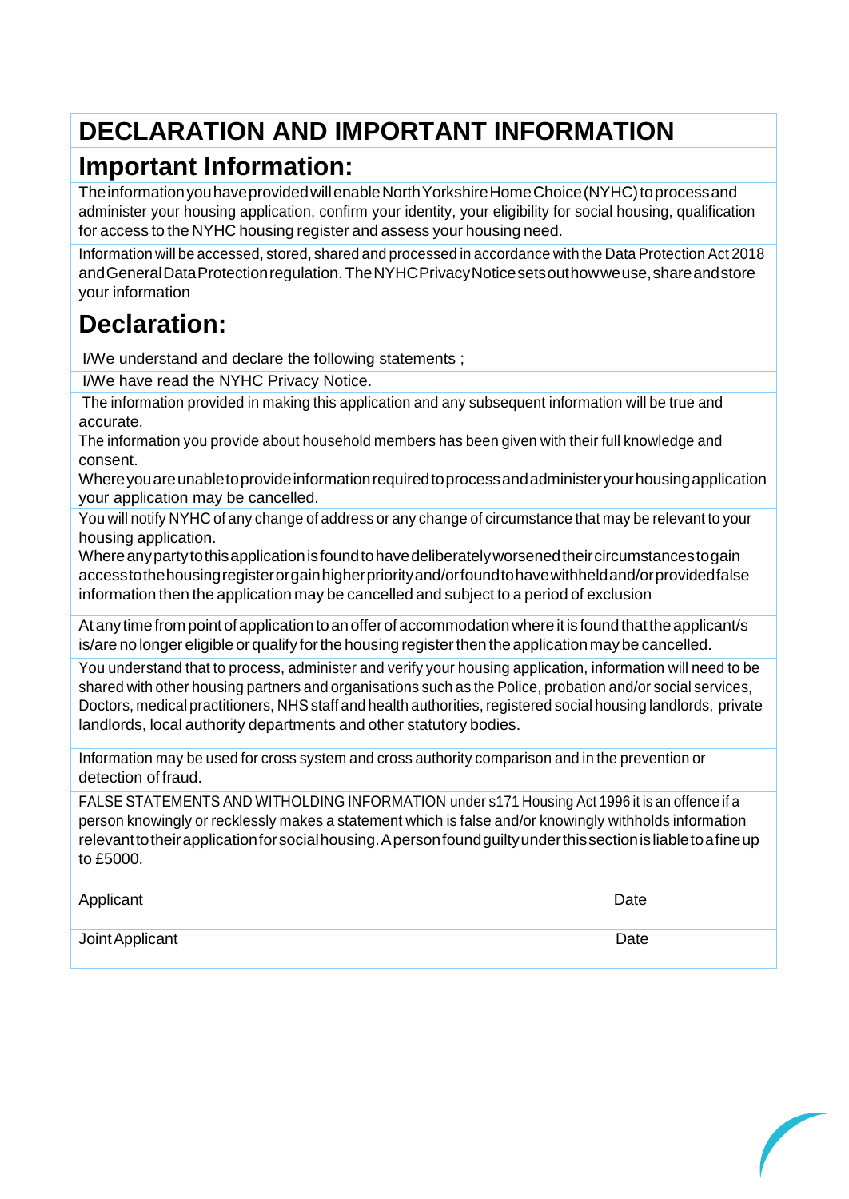# DECLARATION AND IMPORTANT INFORMATION

## Important Information:

The information you have provided will enable North Yorkshire Home Choice (NYHC) to process and administer your housing application, confirm your identity, your eligibility for social housing, qualification for access to the NYHC housing register and assess your housing need.

Information will be accessed, stored, shared and processed in accordance with the Data Protection Act 2018 and General Data Protection regulation. The NYHC Privacy Notice sets out how we use, share and store your information

## Declaration:

I/We understand and declare the following statements ;

I/We have read the NYHC Privacy Notice.

The information provided in making this application and any subsequent information will be true and accurate.

The information you provide about household members has been given with their full knowledge and consent.

Where you are unable to provide information required to process and administer your housing application your application may be cancelled.

You will notify NYHC of any change of address or any change of circumstance that may be relevant to your housing application.

Where any party to this application is found to have deliberately worsened their circumstances to gain access to the housing register or gain higher priority and/or found to have withheld and/or provided false information then the application may be cancelled and subject to a period of exclusion

At any time from point of application to an offer of accommodation where it is found that the applicant/s is/are no longer eligible or qualify for the housing register then the application may be cancelled.

You understand that to process, administer and verify your housing application, information will need to be shared with other housing partners and organisations such as the Police, probation and/or social services, Doctors, medical practitioners, NHS staff and health authorities, registered social housing landlords, private landlords, local authority departments and other statutory bodies.

Information may be used for cross system and cross authority comparison and in the prevention or detection of fraud.

FALSE STATEMENTS AND WITHOLDING INFORMATION under s171 Housing Act 1996 it is an offence if a person knowingly or recklessly makes a statement which is false and/or knowingly withholds information relevant to their application for social housing. A person found guilty under this section is liable to a fine up to £5000.

| Applicant | Date |
|---|---|
| Joint Applicant | Date |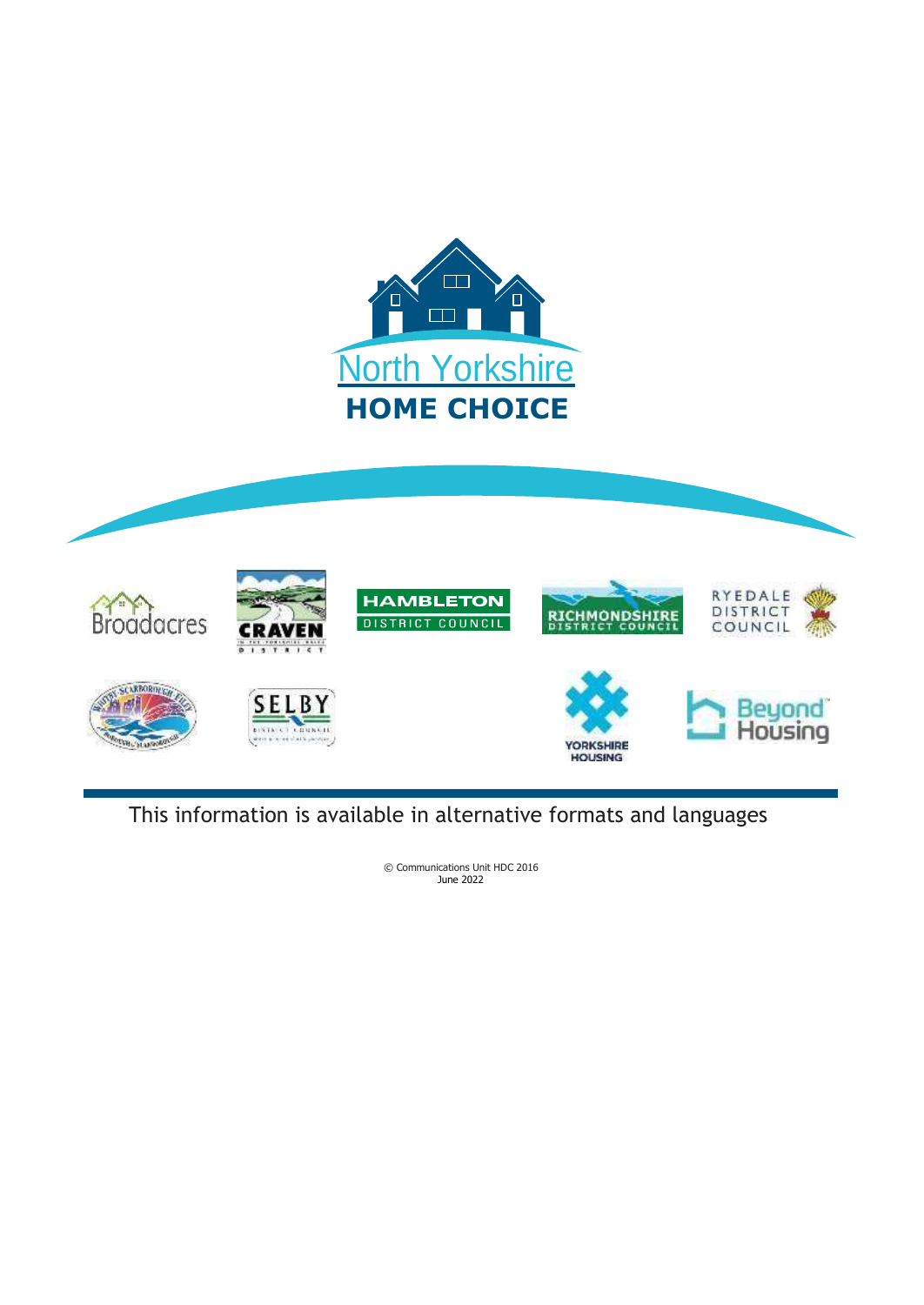North Yorkshire

**HOME CHOICE**

This information is available in alternative formats and languages

© Communications Unit HDC 2016
June 2022